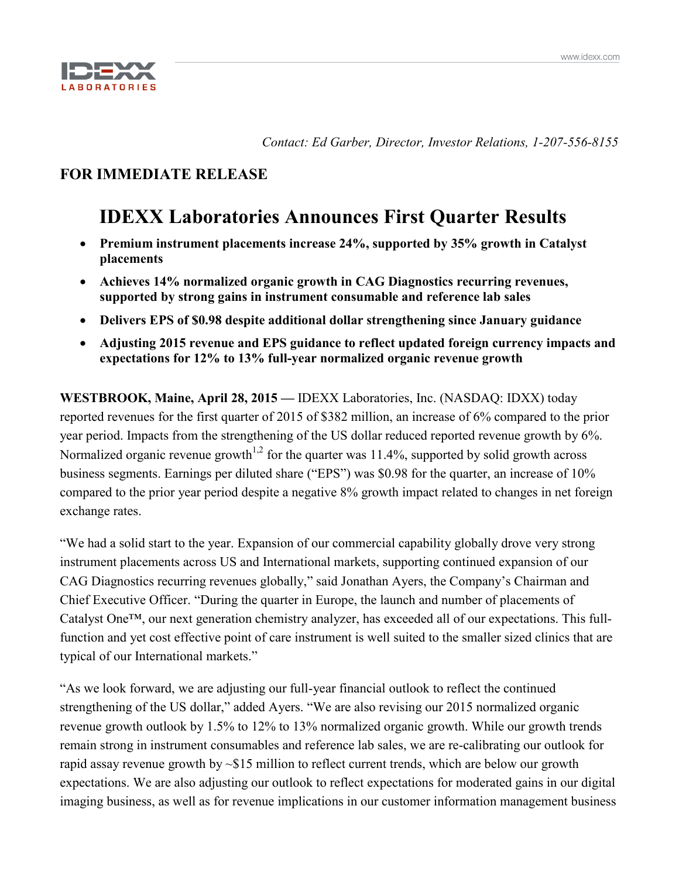*Contact: Ed Garber, Director, Investor Relations, 1-207-556-8155*

**FOR IMMEDIATE RELEASE**

# IDEXX Laboratories Announces First Quarter Results

- **Premium instrument placements increase 24%, supported by 35% growth in Catalyst placements**
- **Achieves 14% normalized organic growth in CAG Diagnostics recurring revenues, supported by strong gains in instrument consumable and reference lab sales**
- **Delivers EPS of $0.98 despite additional dollar strengthening since January guidance**
- **Adjusting 2015 revenue and EPS guidance to reflect updated foreign currency impacts and expectations for 12% to 13% full-year normalized organic revenue growth**

**WESTBROOK, Maine, April 28, 2015 —** IDEXX Laboratories, Inc. (NASDAQ: IDXX) today reported revenues for the first quarter of 2015 of $382 million, an increase of 6% compared to the prior year period. Impacts from the strengthening of the US dollar reduced reported revenue growth by 6%. Normalized organic revenue growth[1,2] for the quarter was 11.4%, supported by solid growth across business segments. Earnings per diluted share ("EPS") was $0.98 for the quarter, an increase of 10% compared to the prior year period despite a negative 8% growth impact related to changes in net foreign exchange rates.

"We had a solid start to the year. Expansion of our commercial capability globally drove very strong instrument placements across US and International markets, supporting continued expansion of our CAG Diagnostics recurring revenues globally," said Jonathan Ayers, the Company's Chairman and Chief Executive Officer. "During the quarter in Europe, the launch and number of placements of Catalyst One™, our next generation chemistry analyzer, has exceeded all of our expectations. This full-function and yet cost effective point of care instrument is well suited to the smaller sized clinics that are typical of our International markets."

"As we look forward, we are adjusting our full-year financial outlook to reflect the continued strengthening of the US dollar," added Ayers. "We are also revising our 2015 normalized organic revenue growth outlook by 1.5% to 12% to 13% normalized organic growth. While our growth trends remain strong in instrument consumables and reference lab sales, we are re-calibrating our outlook for rapid assay revenue growth by ~$15 million to reflect current trends, which are below our growth expectations. We are also adjusting our outlook to reflect expectations for moderated gains in our digital imaging business, as well as for revenue implications in our customer information management business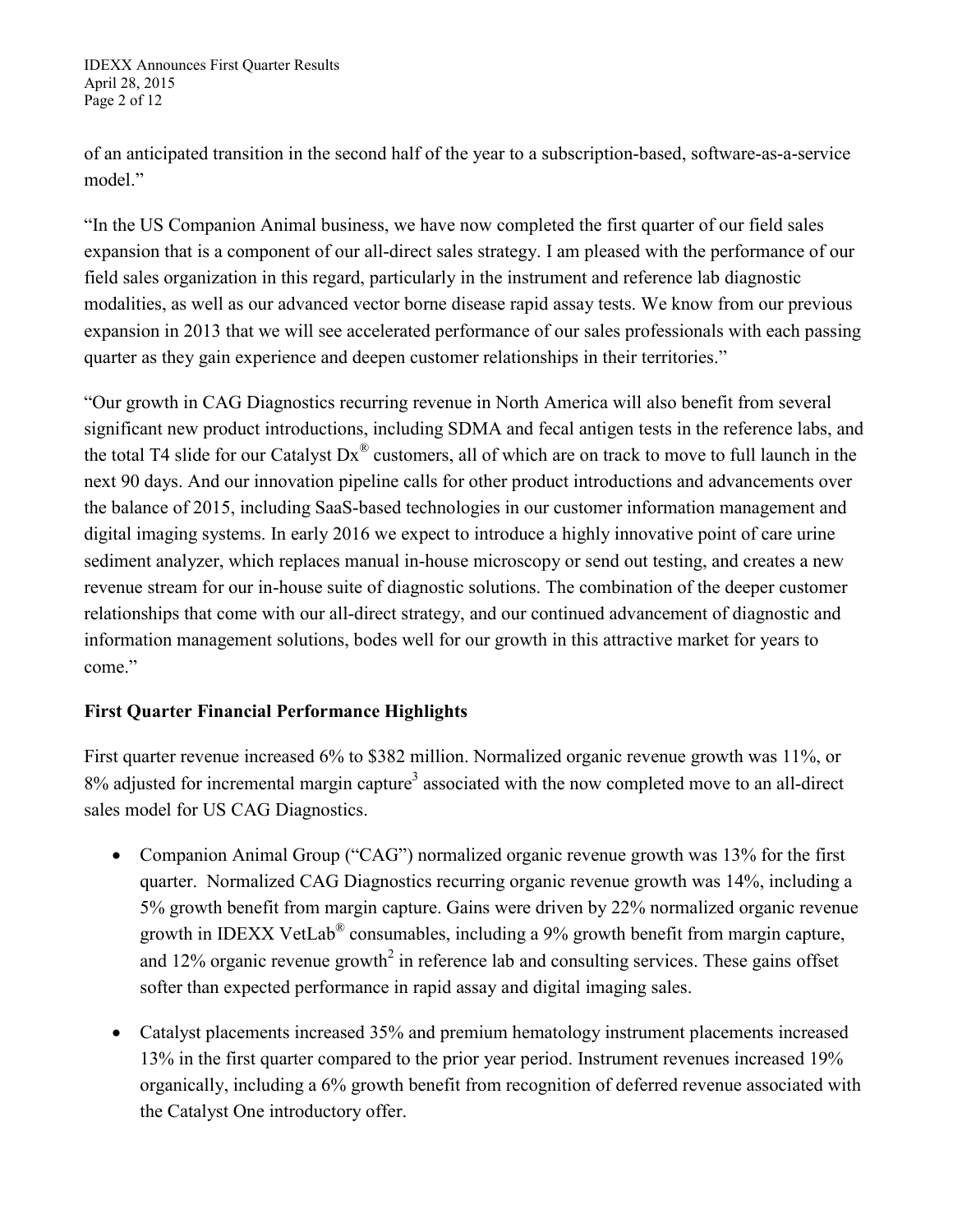of an anticipated transition in the second half of the year to a subscription-based, software-as-a-service model."

"In the US Companion Animal business, we have now completed the first quarter of our field sales expansion that is a component of our all-direct sales strategy. I am pleased with the performance of our field sales organization in this regard, particularly in the instrument and reference lab diagnostic modalities, as well as our advanced vector borne disease rapid assay tests. We know from our previous expansion in 2013 that we will see accelerated performance of our sales professionals with each passing quarter as they gain experience and deepen customer relationships in their territories."

"Our growth in CAG Diagnostics recurring revenue in North America will also benefit from several significant new product introductions, including SDMA and fecal antigen tests in the reference labs, and the total T4 slide for our Catalyst Dx® customers, all of which are on track to move to full launch in the next 90 days. And our innovation pipeline calls for other product introductions and advancements over the balance of 2015, including SaaS-based technologies in our customer information management and digital imaging systems. In early 2016 we expect to introduce a highly innovative point of care urine sediment analyzer, which replaces manual in-house microscopy or send out testing, and creates a new revenue stream for our in-house suite of diagnostic solutions. The combination of the deeper customer relationships that come with our all-direct strategy, and our continued advancement of diagnostic and information management solutions, bodes well for our growth in this attractive market for years to come."

**First Quarter Financial Performance Highlights**

First quarter revenue increased 6% to $382 million. Normalized organic revenue growth was 11%, or 8% adjusted for incremental margin capture[3] associated with the now completed move to an all-direct sales model for US CAG Diagnostics.

- Companion Animal Group ("CAG") normalized organic revenue growth was 13% for the first quarter. Normalized CAG Diagnostics recurring organic revenue growth was 14%, including a 5% growth benefit from margin capture. Gains were driven by 22% normalized organic revenue growth in IDEXX VetLab® consumables, including a 9% growth benefit from margin capture, and 12% organic revenue growth[2] in reference lab and consulting services. These gains offset softer than expected performance in rapid assay and digital imaging sales.
- Catalyst placements increased 35% and premium hematology instrument placements increased 13% in the first quarter compared to the prior year period. Instrument revenues increased 19% organically, including a 6% growth benefit from recognition of deferred revenue associated with the Catalyst One introductory offer.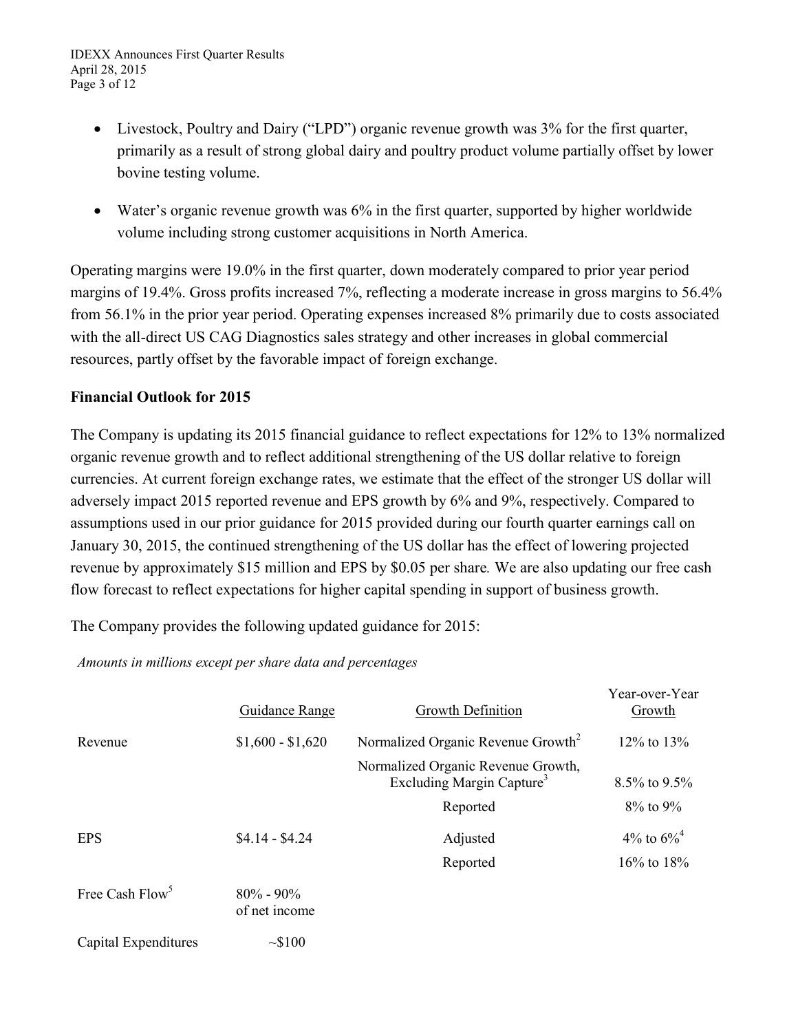- Livestock, Poultry and Dairy ("LPD") organic revenue growth was 3% for the first quarter, primarily as a result of strong global dairy and poultry product volume partially offset by lower bovine testing volume.
- Water's organic revenue growth was 6% in the first quarter, supported by higher worldwide volume including strong customer acquisitions in North America.

Operating margins were 19.0% in the first quarter, down moderately compared to prior year period margins of 19.4%. Gross profits increased 7%, reflecting a moderate increase in gross margins to 56.4% from 56.1% in the prior year period. Operating expenses increased 8% primarily due to costs associated with the all-direct US CAG Diagnostics sales strategy and other increases in global commercial resources, partly offset by the favorable impact of foreign exchange.

**Financial Outlook for 2015**

The Company is updating its 2015 financial guidance to reflect expectations for 12% to 13% normalized organic revenue growth and to reflect additional strengthening of the US dollar relative to foreign currencies. At current foreign exchange rates, we estimate that the effect of the stronger US dollar will adversely impact 2015 reported revenue and EPS growth by 6% and 9%, respectively. Compared to assumptions used in our prior guidance for 2015 provided during our fourth quarter earnings call on January 30, 2015, the continued strengthening of the US dollar has the effect of lowering projected revenue by approximately $15 million and EPS by $0.05 per share. We are also updating our free cash flow forecast to reflect expectations for higher capital spending in support of business growth.

The Company provides the following updated guidance for 2015:

*Amounts in millions except per share data and percentages*

| | Guidance Range | Growth Definition | Year-over-Year Growth |
|---|---|---|---|
| Revenue | $1,600 - $1,620 | Normalized Organic Revenue Growth[2] | 12% to 13% |
| | | Normalized Organic Revenue Growth, Excluding Margin Capture[3] | 8.5% to 9.5% |
| | | Reported | 8% to 9% |
| EPS | $4.14 - $4.24 | Adjusted | 4% to 6%[4] |
| | | Reported | 16% to 18% |
| Free Cash Flow[5] | 80% - 90% of net income | | |
| Capital Expenditures | ~$100 | | |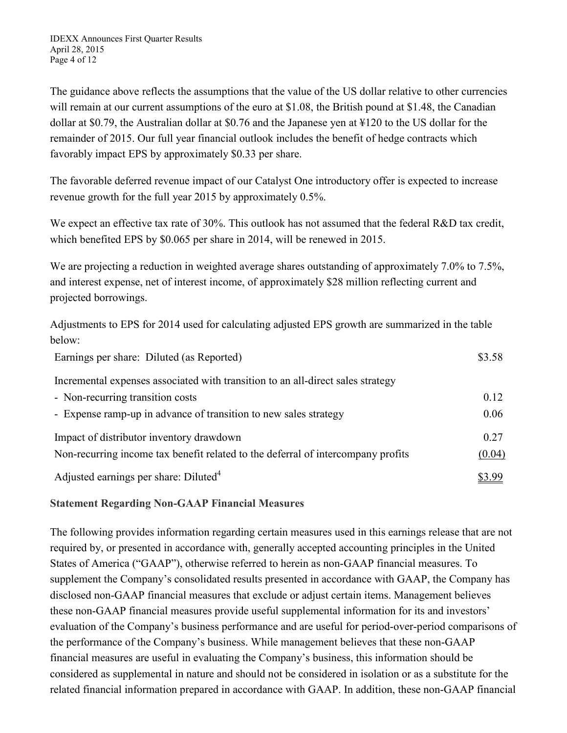The guidance above reflects the assumptions that the value of the US dollar relative to other currencies will remain at our current assumptions of the euro at $1.08, the British pound at $1.48, the Canadian dollar at $0.79, the Australian dollar at $0.76 and the Japanese yen at ¥120 to the US dollar for the remainder of 2015. Our full year financial outlook includes the benefit of hedge contracts which favorably impact EPS by approximately $0.33 per share.

The favorable deferred revenue impact of our Catalyst One introductory offer is expected to increase revenue growth for the full year 2015 by approximately 0.5%.

We expect an effective tax rate of 30%. This outlook has not assumed that the federal R&D tax credit, which benefited EPS by $0.065 per share in 2014, will be renewed in 2015.

We are projecting a reduction in weighted average shares outstanding of approximately 7.0% to 7.5%, and interest expense, net of interest income, of approximately $28 million reflecting current and projected borrowings.

Adjustments to EPS for 2014 used for calculating adjusted EPS growth are summarized in the table below:

| | |
|---|---|
| Earnings per share: Diluted (as Reported) | $3.58 |
| Incremental expenses associated with transition to an all-direct sales strategy | |
| - Non-recurring transition costs | 0.12 |
| - Expense ramp-up in advance of transition to new sales strategy | 0.06 |
| Impact of distributor inventory drawdown | 0.27 |
| Non-recurring income tax benefit related to the deferral of intercompany profits | (0.04) |
| Adjusted earnings per share: Diluted[4] | $3.99 |

### Statement Regarding Non-GAAP Financial Measures

The following provides information regarding certain measures used in this earnings release that are not required by, or presented in accordance with, generally accepted accounting principles in the United States of America ("GAAP"), otherwise referred to herein as non-GAAP financial measures. To supplement the Company's consolidated results presented in accordance with GAAP, the Company has disclosed non-GAAP financial measures that exclude or adjust certain items. Management believes these non-GAAP financial measures provide useful supplemental information for its and investors' evaluation of the Company's business performance and are useful for period-over-period comparisons of the performance of the Company's business. While management believes that these non-GAAP financial measures are useful in evaluating the Company's business, this information should be considered as supplemental in nature and should not be considered in isolation or as a substitute for the related financial information prepared in accordance with GAAP. In addition, these non-GAAP financial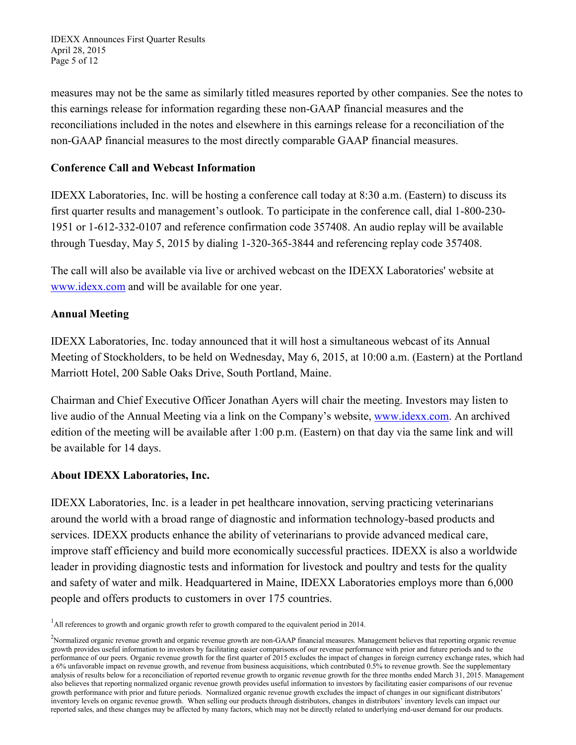measures may not be the same as similarly titled measures reported by other companies. See the notes to this earnings release for information regarding these non-GAAP financial measures and the reconciliations included in the notes and elsewhere in this earnings release for a reconciliation of the non-GAAP financial measures to the most directly comparable GAAP financial measures.

**Conference Call and Webcast Information**

IDEXX Laboratories, Inc. will be hosting a conference call today at 8:30 a.m. (Eastern) to discuss its first quarter results and management's outlook. To participate in the conference call, dial 1-800-230-1951 or 1-612-332-0107 and reference confirmation code 357408. An audio replay will be available through Tuesday, May 5, 2015 by dialing 1-320-365-3844 and referencing replay code 357408.

The call will also be available via live or archived webcast on the IDEXX Laboratories' website at www.idexx.com and will be available for one year.

**Annual Meeting**

IDEXX Laboratories, Inc. today announced that it will host a simultaneous webcast of its Annual Meeting of Stockholders, to be held on Wednesday, May 6, 2015, at 10:00 a.m. (Eastern) at the Portland Marriott Hotel, 200 Sable Oaks Drive, South Portland, Maine.

Chairman and Chief Executive Officer Jonathan Ayers will chair the meeting. Investors may listen to live audio of the Annual Meeting via a link on the Company's website, www.idexx.com. An archived edition of the meeting will be available after 1:00 p.m. (Eastern) on that day via the same link and will be available for 14 days.

**About IDEXX Laboratories, Inc.**

IDEXX Laboratories, Inc. is a leader in pet healthcare innovation, serving practicing veterinarians around the world with a broad range of diagnostic and information technology-based products and services. IDEXX products enhance the ability of veterinarians to provide advanced medical care, improve staff efficiency and build more economically successful practices. IDEXX is also a worldwide leader in providing diagnostic tests and information for livestock and poultry and tests for the quality and safety of water and milk. Headquartered in Maine, IDEXX Laboratories employs more than 6,000 people and offers products to customers in over 175 countries.

[1] All references to growth and organic growth refer to growth compared to the equivalent period in 2014.

[2] Normalized organic revenue growth and organic revenue growth are non-GAAP financial measures. Management believes that reporting organic revenue growth provides useful information to investors by facilitating easier comparisons of our revenue performance with prior and future periods and to the performance of our peers. Organic revenue growth for the first quarter of 2015 excludes the impact of changes in foreign currency exchange rates, which had a 6% unfavorable impact on revenue growth, and revenue from business acquisitions, which contributed 0.5% to revenue growth. See the supplementary analysis of results below for a reconciliation of reported revenue growth to organic revenue growth for the three months ended March 31, 2015. Management also believes that reporting normalized organic revenue growth provides useful information to investors by facilitating easier comparisons of our revenue growth performance with prior and future periods. Normalized organic revenue growth excludes the impact of changes in our significant distributors' inventory levels on organic revenue growth. When selling our products through distributors, changes in distributors' inventory levels can impact our reported sales, and these changes may be affected by many factors, which may not be directly related to underlying end-user demand for our products.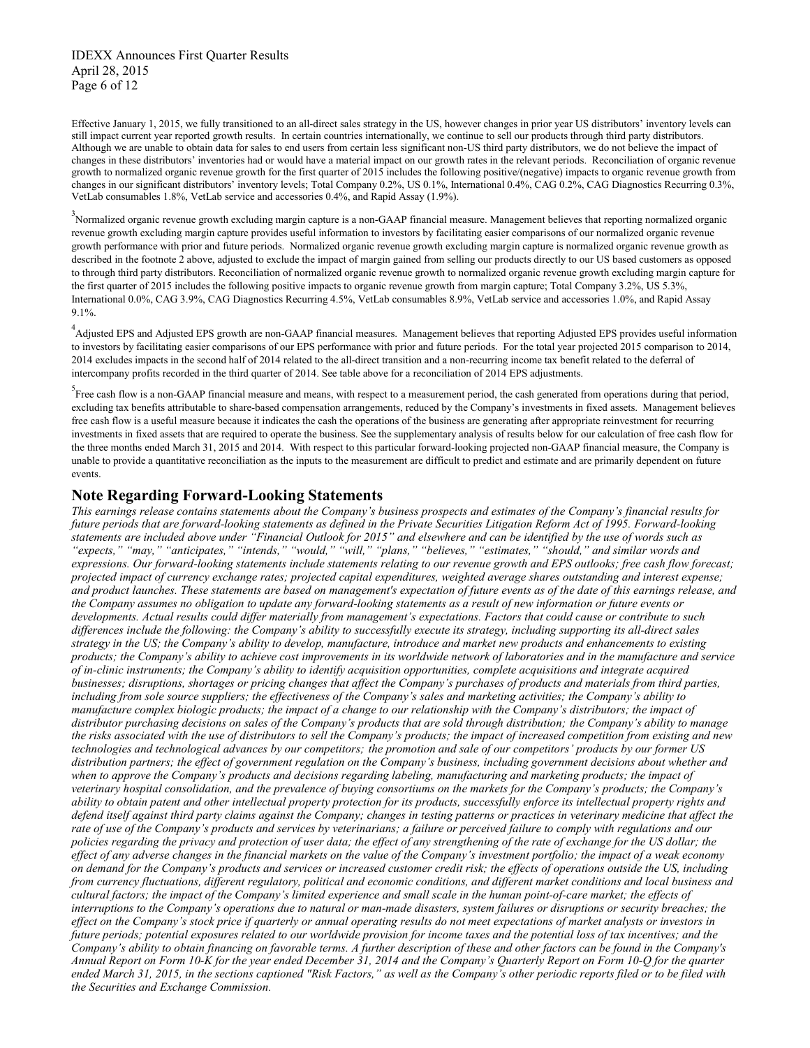Effective January 1, 2015, we fully transitioned to an all-direct sales strategy in the US, however changes in prior year US distributors' inventory levels can still impact current year reported growth results. In certain countries internationally, we continue to sell our products through third party distributors. Although we are unable to obtain data for sales to end users from certain less significant non-US third party distributors, we do not believe the impact of changes in these distributors' inventories had or would have a material impact on our growth rates in the relevant periods. Reconciliation of organic revenue growth to normalized organic revenue growth for the first quarter of 2015 includes the following positive/(negative) impacts to organic revenue growth from changes in our significant distributors' inventory levels; Total Company 0.2%, US 0.1%, International 0.4%, CAG 0.2%, CAG Diagnostics Recurring 0.3%, VetLab consumables 1.8%, VetLab service and accessories 0.4%, and Rapid Assay (1.9%).

[3]Normalized organic revenue growth excluding margin capture is a non-GAAP financial measure. Management believes that reporting normalized organic revenue growth excluding margin capture provides useful information to investors by facilitating easier comparisons of our normalized organic revenue growth performance with prior and future periods. Normalized organic revenue growth excluding margin capture is normalized organic revenue growth as described in the footnote 2 above, adjusted to exclude the impact of margin gained from selling our products directly to our US based customers as opposed to through third party distributors. Reconciliation of normalized organic revenue growth to normalized organic revenue growth excluding margin capture for the first quarter of 2015 includes the following positive impacts to organic revenue growth from margin capture; Total Company 3.2%, US 5.3%, International 0.0%, CAG 3.9%, CAG Diagnostics Recurring 4.5%, VetLab consumables 8.9%, VetLab service and accessories 1.0%, and Rapid Assay 9.1%.

[4]Adjusted EPS and Adjusted EPS growth are non-GAAP financial measures. Management believes that reporting Adjusted EPS provides useful information to investors by facilitating easier comparisons of our EPS performance with prior and future periods. For the total year projected 2015 comparison to 2014, 2014 excludes impacts in the second half of 2014 related to the all-direct transition and a non-recurring income tax benefit related to the deferral of intercompany profits recorded in the third quarter of 2014. See table above for a reconciliation of 2014 EPS adjustments.

[5]Free cash flow is a non-GAAP financial measure and means, with respect to a measurement period, the cash generated from operations during that period, excluding tax benefits attributable to share-based compensation arrangements, reduced by the Company's investments in fixed assets. Management believes free cash flow is a useful measure because it indicates the cash the operations of the business are generating after appropriate reinvestment for recurring investments in fixed assets that are required to operate the business. See the supplementary analysis of results below for our calculation of free cash flow for the three months ended March 31, 2015 and 2014. With respect to this particular forward-looking projected non-GAAP financial measure, the Company is unable to provide a quantitative reconciliation as the inputs to the measurement are difficult to predict and estimate and are primarily dependent on future events.

## Note Regarding Forward-Looking Statements

*This earnings release contains statements about the Company's business prospects and estimates of the Company's financial results for future periods that are forward-looking statements as defined in the Private Securities Litigation Reform Act of 1995. Forward-looking statements are included above under "Financial Outlook for 2015" and elsewhere and can be identified by the use of words such as "expects," "may," "anticipates," "intends," "would," "will," "plans," "believes," "estimates," "should," and similar words and expressions. Our forward-looking statements include statements relating to our revenue growth and EPS outlooks; free cash flow forecast; projected impact of currency exchange rates; projected capital expenditures, weighted average shares outstanding and interest expense; and product launches. These statements are based on management's expectation of future events as of the date of this earnings release, and the Company assumes no obligation to update any forward-looking statements as a result of new information or future events or developments. Actual results could differ materially from management's expectations. Factors that could cause or contribute to such differences include the following: the Company's ability to successfully execute its strategy, including supporting its all-direct sales strategy in the US; the Company's ability to develop, manufacture, introduce and market new products and enhancements to existing products; the Company's ability to achieve cost improvements in its worldwide network of laboratories and in the manufacture and service of in-clinic instruments; the Company's ability to identify acquisition opportunities, complete acquisitions and integrate acquired businesses; disruptions, shortages or pricing changes that affect the Company's purchases of products and materials from third parties, including from sole source suppliers; the effectiveness of the Company's sales and marketing activities; the Company's ability to manufacture complex biologic products; the impact of a change to our relationship with the Company's distributors; the impact of distributor purchasing decisions on sales of the Company's products that are sold through distribution; the Company's ability to manage the risks associated with the use of distributors to sell the Company's products; the impact of increased competition from existing and new technologies and technological advances by our competitors; the promotion and sale of our competitors' products by our former US distribution partners; the effect of government regulation on the Company's business, including government decisions about whether and when to approve the Company's products and decisions regarding labeling, manufacturing and marketing products; the impact of veterinary hospital consolidation, and the prevalence of buying consortiums on the markets for the Company's products; the Company's ability to obtain patent and other intellectual property protection for its products, successfully enforce its intellectual property rights and defend itself against third party claims against the Company; changes in testing patterns or practices in veterinary medicine that affect the rate of use of the Company's products and services by veterinarians; a failure or perceived failure to comply with regulations and our policies regarding the privacy and protection of user data; the effect of any strengthening of the rate of exchange for the US dollar; the effect of any adverse changes in the financial markets on the value of the Company's investment portfolio; the impact of a weak economy on demand for the Company's products and services or increased customer credit risk; the effects of operations outside the US, including from currency fluctuations, different regulatory, political and economic conditions, and different market conditions and local business and cultural factors; the impact of the Company's limited experience and small scale in the human point-of-care market; the effects of interruptions to the Company's operations due to natural or man-made disasters, system failures or disruptions or security breaches; the effect on the Company's stock price if quarterly or annual operating results do not meet expectations of market analysts or investors in future periods; potential exposures related to our worldwide provision for income taxes and the potential loss of tax incentives; and the Company's ability to obtain financing on favorable terms. A further description of these and other factors can be found in the Company's Annual Report on Form 10-K for the year ended December 31, 2014 and the Company's Quarterly Report on Form 10-Q for the quarter ended March 31, 2015, in the sections captioned "Risk Factors," as well as the Company's other periodic reports filed or to be filed with the Securities and Exchange Commission.*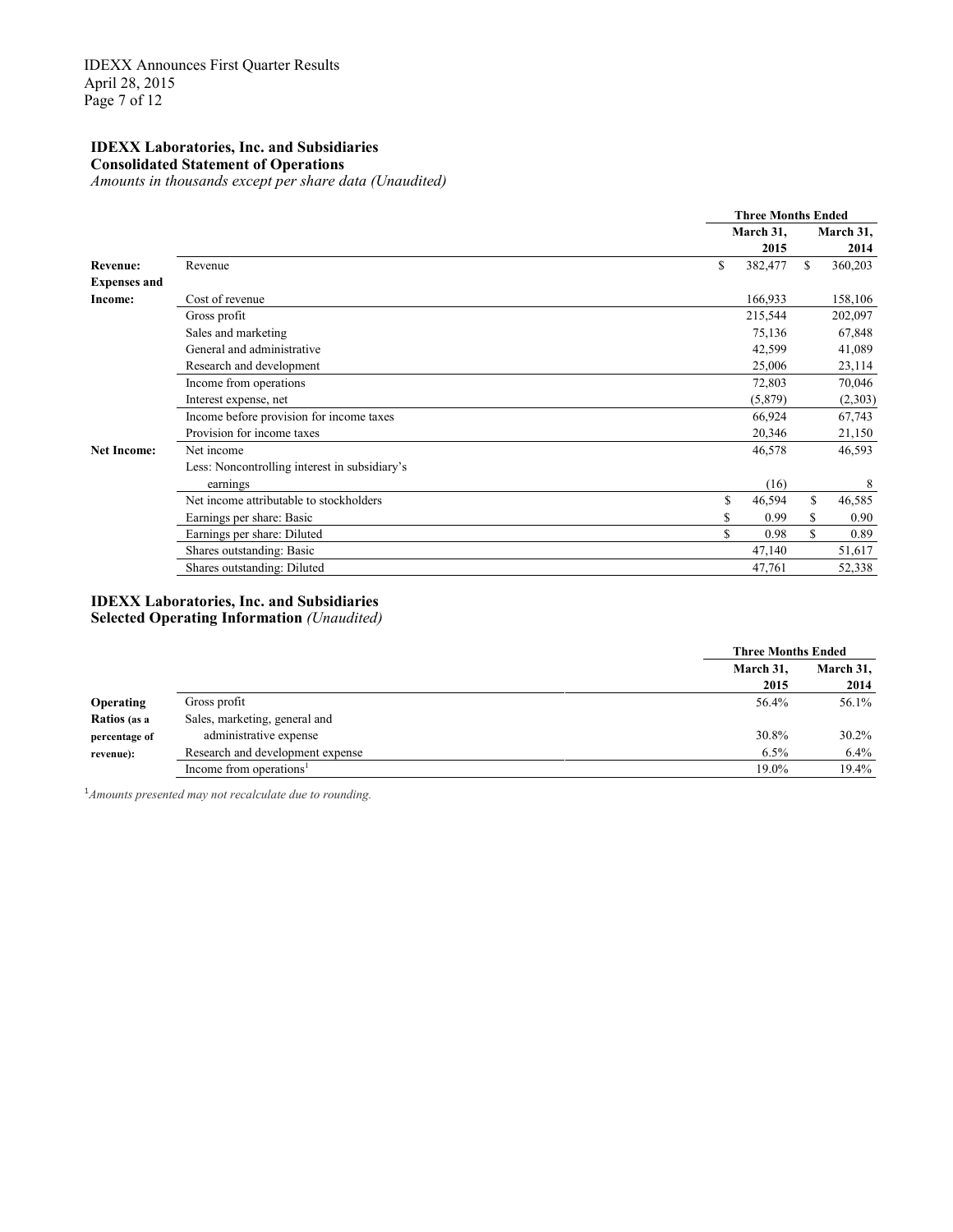### IDEXX Laboratories, Inc. and Subsidiaries
**Consolidated Statement of Operations**
*Amounts in thousands except per share data (Unaudited)*

| | | Three Months Ended | |
|---|---|---|---|
| | | March 31, 2015 | March 31, 2014 |
| **Revenue:** | Revenue | $ 382,477 | $ 360,203 |
| **Expenses and Income:** | Cost of revenue | 166,933 | 158,106 |
| | Gross profit | 215,544 | 202,097 |
| | Sales and marketing | 75,136 | 67,848 |
| | General and administrative | 42,599 | 41,089 |
| | Research and development | 25,006 | 23,114 |
| | Income from operations | 72,803 | 70,046 |
| | Interest expense, net | (5,879) | (2,303) |
| | Income before provision for income taxes | 66,924 | 67,743 |
| | Provision for income taxes | 20,346 | 21,150 |
| **Net Income:** | Net income | 46,578 | 46,593 |
| | Less: Noncontrolling interest in subsidiary's earnings | (16) | 8 |
| | Net income attributable to stockholders | $ 46,594 | $ 46,585 |
| | Earnings per share: Basic | $ 0.99 | $ 0.90 |
| | Earnings per share: Diluted | $ 0.98 | $ 0.89 |
| | Shares outstanding: Basic | 47,140 | 51,617 |
| | Shares outstanding: Diluted | 47,761 | 52,338 |

### IDEXX Laboratories, Inc. and Subsidiaries
**Selected Operating Information** *(Unaudited)*

| | | Three Months Ended | |
|---|---|---|---|
| | | March 31, 2015 | March 31, 2014 |
| **Operating Ratios** (as a percentage of revenue): | Gross profit | 56.4% | 56.1% |
| | Sales, marketing, general and administrative expense | 30.8% | 30.2% |
| | Research and development expense | 6.5% | 6.4% |
| | Income from operations[1] | 19.0% | 19.4% |

[1] *Amounts presented may not recalculate due to rounding.*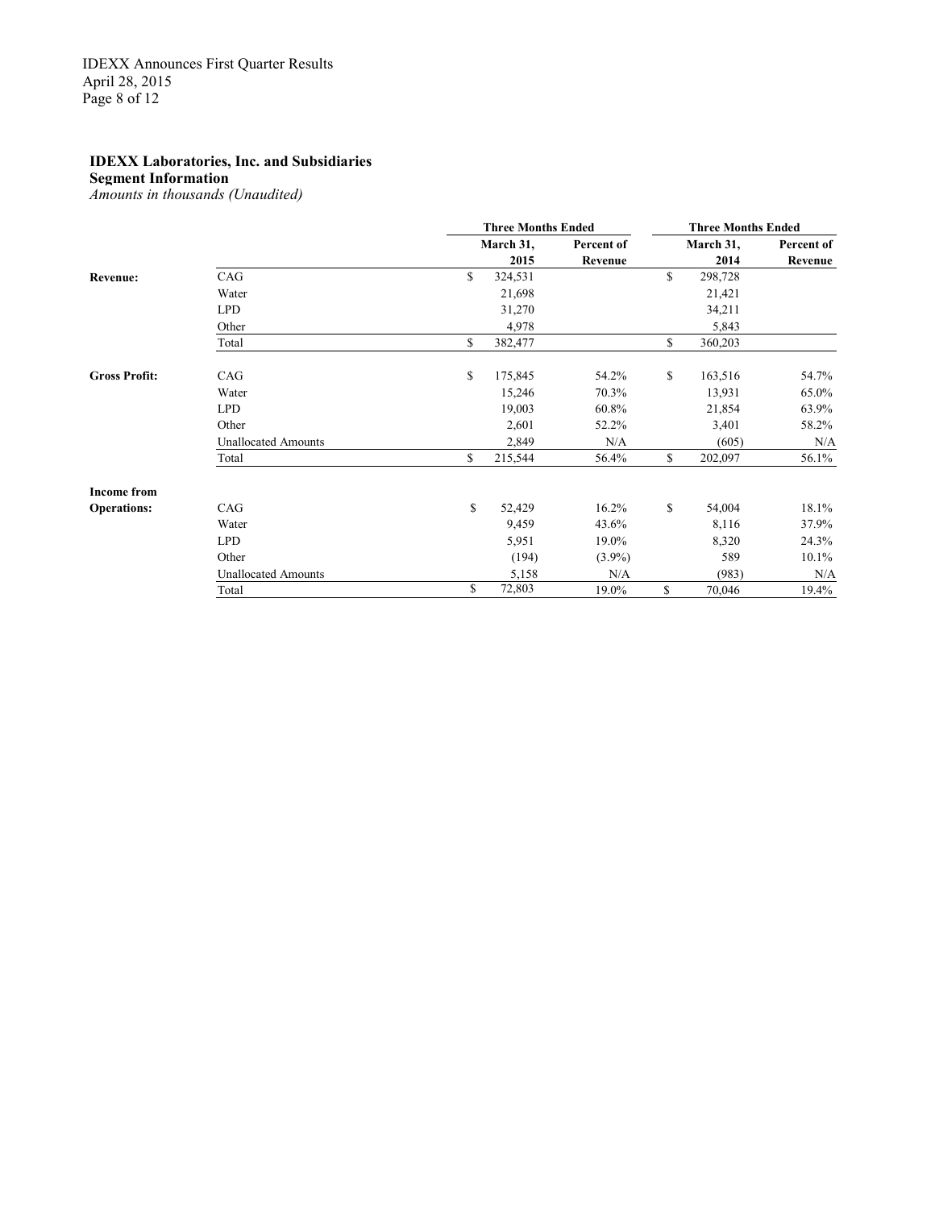**IDEXX Laboratories, Inc. and Subsidiaries**
**Segment Information**
*Amounts in thousands (Unaudited)*

| | | Three Months Ended | | Three Months Ended | |
|---|---|---|---|---|---|
| | | March 31, 2015 | Percent of Revenue | March 31, 2014 | Percent of Revenue |
| **Revenue:** | CAG | $ 324,531 | | $ 298,728 | |
| | Water | 21,698 | | 21,421 | |
| | LPD | 31,270 | | 34,211 | |
| | Other | 4,978 | | 5,843 | |
| | Total | $ 382,477 | | $ 360,203 | |
| **Gross Profit:** | CAG | $ 175,845 | 54.2% | $ 163,516 | 54.7% |
| | Water | 15,246 | 70.3% | 13,931 | 65.0% |
| | LPD | 19,003 | 60.8% | 21,854 | 63.9% |
| | Other | 2,601 | 52.2% | 3,401 | 58.2% |
| | Unallocated Amounts | 2,849 | N/A | (605) | N/A |
| | Total | $ 215,544 | 56.4% | $ 202,097 | 56.1% |
| **Income from Operations:** | CAG | $ 52,429 | 16.2% | $ 54,004 | 18.1% |
| | Water | 9,459 | 43.6% | 8,116 | 37.9% |
| | LPD | 5,951 | 19.0% | 8,320 | 24.3% |
| | Other | (194) | (3.9%) | 589 | 10.1% |
| | Unallocated Amounts | 5,158 | N/A | (983) | N/A |
| | Total | $ 72,803 | 19.0% | $ 70,046 | 19.4% |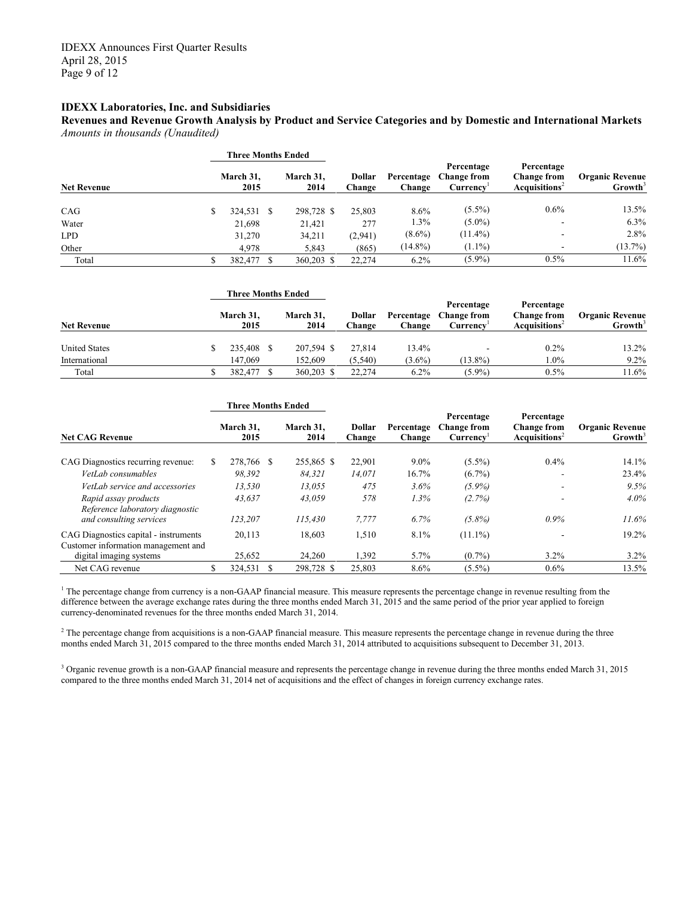**IDEXX Laboratories, Inc. and Subsidiaries**

**Revenues and Revenue Growth Analysis by Product and Service Categories and by Domestic and International Markets**

*Amounts in thousands (Unaudited)*

| | Three Months Ended | | | | | | |
|---|---|---|---|---|---|---|---|
| **Net Revenue** | **March 31, 2015** | **March 31, 2014** | **Dollar Change** | **Percentage Change** | **Percentage Change from Currency**[1] | **Percentage Change from Acquisitions**[2] | **Organic Revenue Growth**[3] |
| CAG | $ 324,531 | $ 298,728 | $ 25,803 | 8.6% | (5.5%) | 0.6% | 13.5% |
| Water | 21,698 | 21,421 | 277 | 1.3% | (5.0%) | - | 6.3% |
| LPD | 31,270 | 34,211 | (2,941) | (8.6%) | (11.4%) | - | 2.8% |
| Other | 4,978 | 5,843 | (865) | (14.8%) | (1.1%) | - | (13.7%) |
| Total | $ 382,477 | $ 360,203 | $ 22,274 | 6.2% | (5.9%) | 0.5% | 11.6% |

| | Three Months Ended | | | | | | |
|---|---|---|---|---|---|---|---|
| **Net Revenue** | **March 31, 2015** | **March 31, 2014** | **Dollar Change** | **Percentage Change** | **Percentage Change from Currency**[1] | **Percentage Change from Acquisitions**[2] | **Organic Revenue Growth**[3] |
| United States | $ 235,408 | $ 207,594 | $ 27,814 | 13.4% | - | 0.2% | 13.2% |
| International | 147,069 | 152,609 | (5,540) | (3.6%) | (13.8%) | 1.0% | 9.2% |
| Total | $ 382,477 | $ 360,203 | $ 22,274 | 6.2% | (5.9%) | 0.5% | 11.6% |

| | Three Months Ended | | | | | | |
|---|---|---|---|---|---|---|---|
| **Net CAG Revenue** | **March 31, 2015** | **March 31, 2014** | **Dollar Change** | **Percentage Change** | **Percentage Change from Currency**[1] | **Percentage Change from Acquisitions**[2] | **Organic Revenue Growth**[3] |
| CAG Diagnostics recurring revenue: | $ 278,766 | $ 255,865 | $ 22,901 | 9.0% | (5.5%) | 0.4% | 14.1% |
| *VetLab consumables* | *98,392* | *84,321* | *14,071* | *16.7%* | *(6.7%)* | - | *23.4%* |
| *VetLab service and accessories* | *13,530* | *13,055* | *475* | *3.6%* | *(5.9%)* | - | *9.5%* |
| *Rapid assay products* | *43,637* | *43,059* | *578* | *1.3%* | *(2.7%)* | - | *4.0%* |
| *Reference laboratory diagnostic and consulting services* | *123,207* | *115,430* | *7,777* | *6.7%* | *(5.8%)* | *0.9%* | *11.6%* |
| CAG Diagnostics capital - instruments | 20,113 | 18,603 | 1,510 | 8.1% | (11.1%) | - | 19.2% |
| Customer information management and digital imaging systems | 25,652 | 24,260 | 1,392 | 5.7% | (0.7%) | 3.2% | 3.2% |
| Net CAG revenue | $ 324,531 | $ 298,728 | $ 25,803 | 8.6% | (5.5%) | 0.6% | 13.5% |

[1] The percentage change from currency is a non-GAAP financial measure. This measure represents the percentage change in revenue resulting from the difference between the average exchange rates during the three months ended March 31, 2015 and the same period of the prior year applied to foreign currency-denominated revenues for the three months ended March 31, 2014.

[2] The percentage change from acquisitions is a non-GAAP financial measure. This measure represents the percentage change in revenue during the three months ended March 31, 2015 compared to the three months ended March 31, 2014 attributed to acquisitions subsequent to December 31, 2013.

[3] Organic revenue growth is a non-GAAP financial measure and represents the percentage change in revenue during the three months ended March 31, 2015 compared to the three months ended March 31, 2014 net of acquisitions and the effect of changes in foreign currency exchange rates.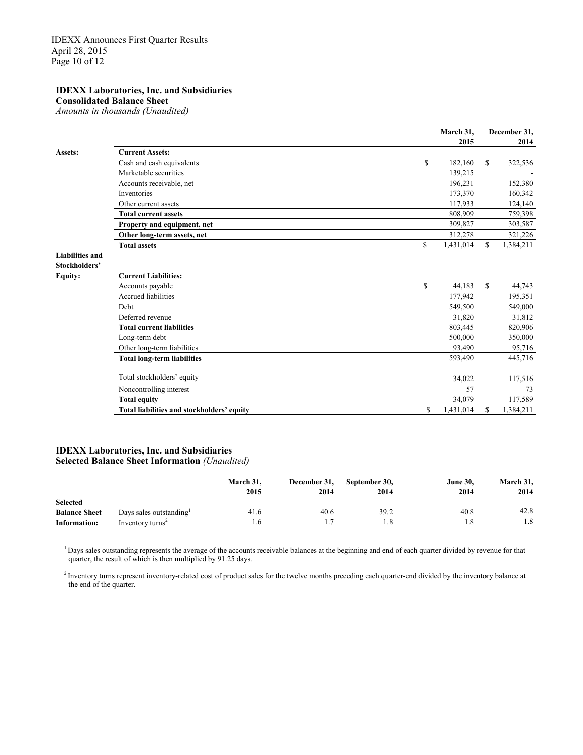## IDEXX Laboratories, Inc. and Subsidiaries
**Consolidated Balance Sheet**
*Amounts in thousands (Unaudited)*

| | | March 31, 2015 | December 31, 2014 |
|---|---|---|---|
| **Assets:** | **Current Assets:** | | |
| | Cash and cash equivalents | $ 182,160 | $ 322,536 |
| | Marketable securities | 139,215 | - |
| | Accounts receivable, net | 196,231 | 152,380 |
| | Inventories | 173,370 | 160,342 |
| | Other current assets | 117,933 | 124,140 |
| | **Total current assets** | 808,909 | 759,398 |
| | **Property and equipment, net** | 309,827 | 303,587 |
| | **Other long-term assets, net** | 312,278 | 321,226 |
| | **Total assets** | $ 1,431,014 | $ 1,384,211 |
| **Liabilities and Stockholders' Equity:** | **Current Liabilities:** | | |
| | Accounts payable | $ 44,183 | $ 44,743 |
| | Accrued liabilities | 177,942 | 195,351 |
| | Debt | 549,500 | 549,000 |
| | Deferred revenue | 31,820 | 31,812 |
| | **Total current liabilities** | 803,445 | 820,906 |
| | Long-term debt | 500,000 | 350,000 |
| | Other long-term liabilities | 93,490 | 95,716 |
| | **Total long-term liabilities** | 593,490 | 445,716 |
| | Total stockholders' equity | 34,022 | 117,516 |
| | Noncontrolling interest | 57 | 73 |
| | **Total equity** | 34,079 | 117,589 |
| | **Total liabilities and stockholders' equity** | $ 1,431,014 | $ 1,384,211 |

## IDEXX Laboratories, Inc. and Subsidiaries
**Selected Balance Sheet Information** *(Unaudited)*

| | | March 31, 2015 | December 31, 2014 | September 30, 2014 | June 30, 2014 | March 31, 2014 |
|---|---|---|---|---|---|---|
| **Selected Balance Sheet Information:** | Days sales outstanding[1] | 41.6 | 40.6 | 39.2 | 40.8 | 42.8 |
| | Inventory turns[2] | 1.6 | 1.7 | 1.8 | 1.8 | 1.8 |

[1] Days sales outstanding represents the average of the accounts receivable balances at the beginning and end of each quarter divided by revenue for that quarter, the result of which is then multiplied by 91.25 days.

[2] Inventory turns represent inventory-related cost of product sales for the twelve months preceding each quarter-end divided by the inventory balance at the end of the quarter.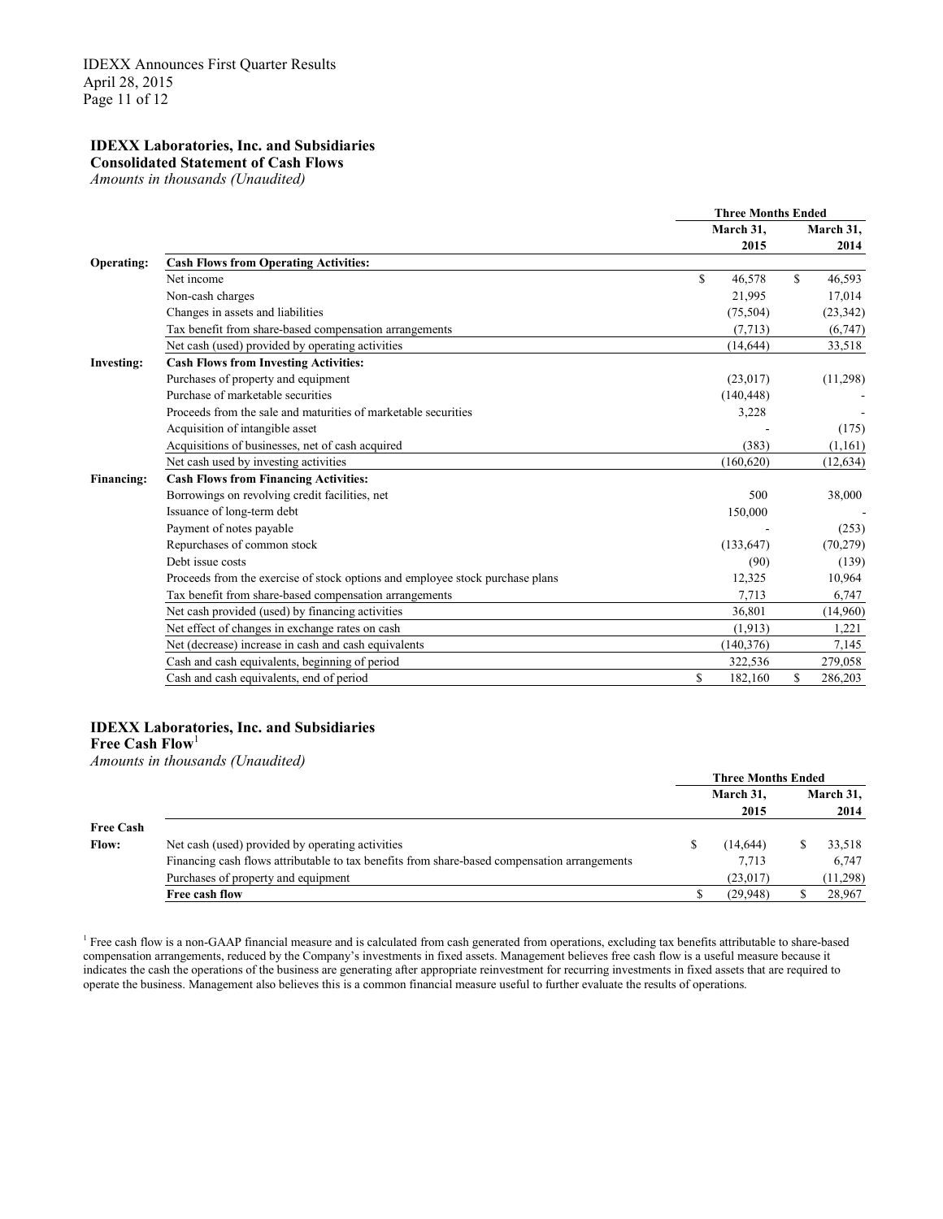**IDEXX Laboratories, Inc. and Subsidiaries**
**Consolidated Statement of Cash Flows**
*Amounts in thousands (Unaudited)*

| | | Three Months Ended | |
|---|---|---|---|
| | | March 31, 2015 | March 31, 2014 |
| **Operating:** | **Cash Flows from Operating Activities:** | | |
| | Net income | $ 46,578 | $ 46,593 |
| | Non-cash charges | 21,995 | 17,014 |
| | Changes in assets and liabilities | (75,504) | (23,342) |
| | Tax benefit from share-based compensation arrangements | (7,713) | (6,747) |
| | Net cash (used) provided by operating activities | (14,644) | 33,518 |
| **Investing:** | **Cash Flows from Investing Activities:** | | |
| | Purchases of property and equipment | (23,017) | (11,298) |
| | Purchase of marketable securities | (140,448) | - |
| | Proceeds from the sale and maturities of marketable securities | 3,228 | - |
| | Acquisition of intangible asset | - | (175) |
| | Acquisitions of businesses, net of cash acquired | (383) | (1,161) |
| | Net cash used by investing activities | (160,620) | (12,634) |
| **Financing:** | **Cash Flows from Financing Activities:** | | |
| | Borrowings on revolving credit facilities, net | 500 | 38,000 |
| | Issuance of long-term debt | 150,000 | - |
| | Payment of notes payable | - | (253) |
| | Repurchases of common stock | (133,647) | (70,279) |
| | Debt issue costs | (90) | (139) |
| | Proceeds from the exercise of stock options and employee stock purchase plans | 12,325 | 10,964 |
| | Tax benefit from share-based compensation arrangements | 7,713 | 6,747 |
| | Net cash provided (used) by financing activities | 36,801 | (14,960) |
| | Net effect of changes in exchange rates on cash | (1,913) | 1,221 |
| | Net (decrease) increase in cash and cash equivalents | (140,376) | 7,145 |
| | Cash and cash equivalents, beginning of period | 322,536 | 279,058 |
| | Cash and cash equivalents, end of period | $ 182,160 | $ 286,203 |

**IDEXX Laboratories, Inc. and Subsidiaries**
**Free Cash Flow**[1]
*Amounts in thousands (Unaudited)*

| | | Three Months Ended | |
|---|---|---|---|
| | | March 31, 2015 | March 31, 2014 |
| **Free Cash Flow:** | Net cash (used) provided by operating activities | $ (14,644) | $ 33,518 |
| | Financing cash flows attributable to tax benefits from share-based compensation arrangements | 7,713 | 6,747 |
| | Purchases of property and equipment | (23,017) | (11,298) |
| | **Free cash flow** | $ (29,948) | $ 28,967 |

[1] Free cash flow is a non-GAAP financial measure and is calculated from cash generated from operations, excluding tax benefits attributable to share-based compensation arrangements, reduced by the Company's investments in fixed assets. Management believes free cash flow is a useful measure because it indicates the cash the operations of the business are generating after appropriate reinvestment for recurring investments in fixed assets that are required to operate the business. Management also believes this is a common financial measure useful to further evaluate the results of operations.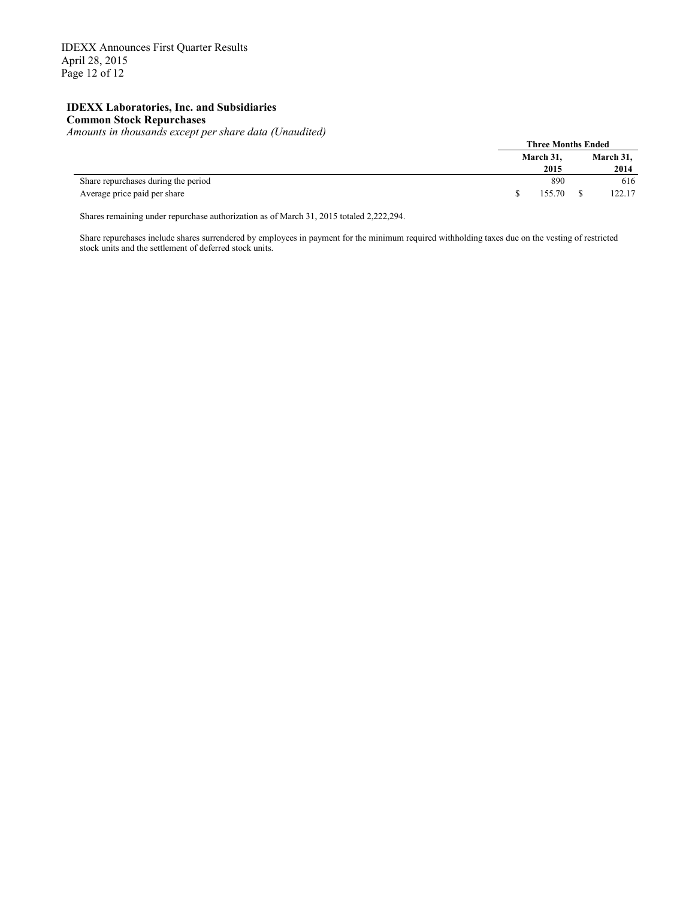**IDEXX Laboratories, Inc. and Subsidiaries**
**Common Stock Repurchases**
*Amounts in thousands except per share data (Unaudited)*

| | Three Months Ended | |
|---|---|---|
| | March 31, 2015 | March 31, 2014 |
| Share repurchases during the period | 890 | 616 |
| Average price paid per share | $ 155.70 | $ 122.17 |

Shares remaining under repurchase authorization as of March 31, 2015 totaled 2,222,294.

Share repurchases include shares surrendered by employees in payment for the minimum required withholding taxes due on the vesting of restricted stock units and the settlement of deferred stock units.